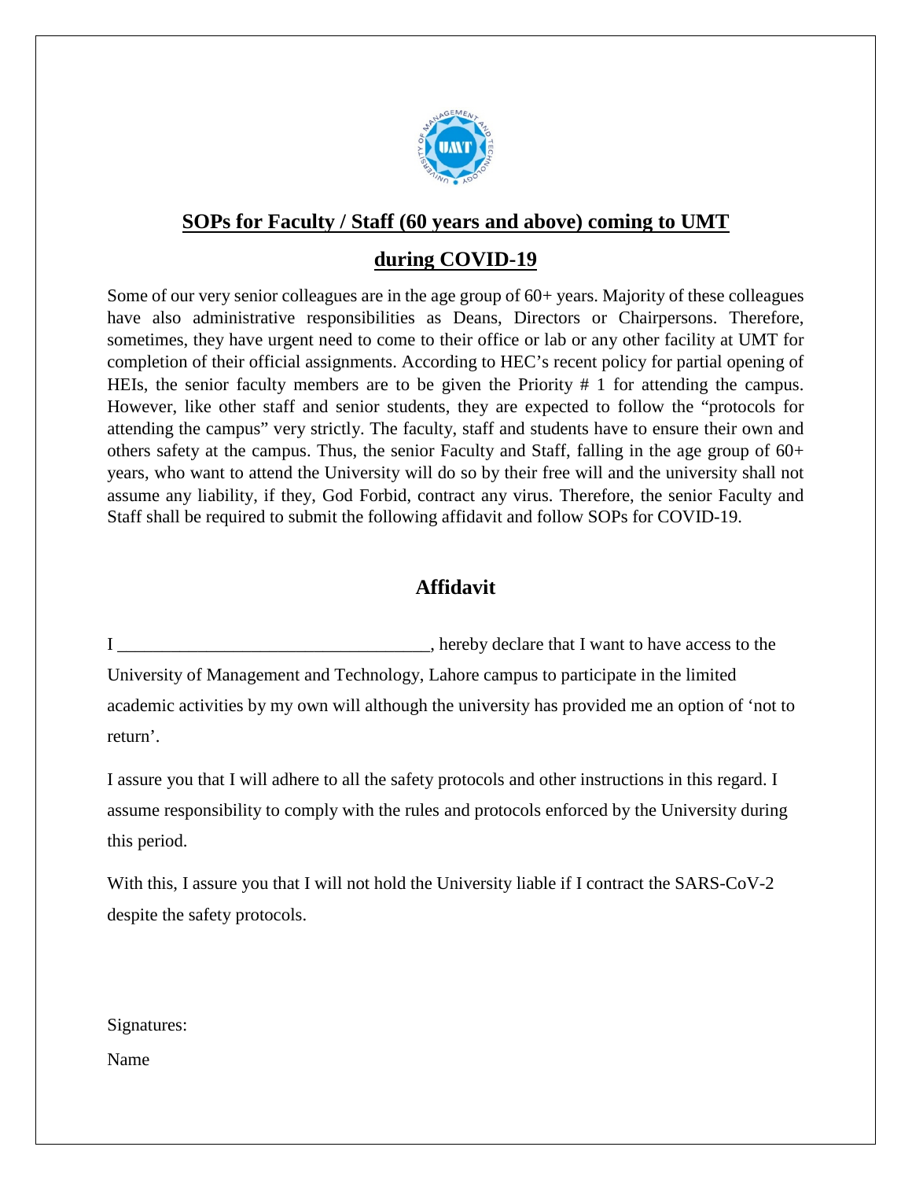# SOPs for Faculty / Staff (60 years and above) coming to UMT during COVID-19

Some of our very senior colleagues are in the age group of 60+ years. Majority of these colleagues have also administrative responsibilities as Deans, Directors or Chairpersons. Therefore, sometimes, they have urgent need to come to their office or lab or any other facility at UMT for completion of their official assignments. According to HEC's recent policy for partial opening of HEIs, the senior faculty members are to be given the Priority # 1 for attending the campus. However, like other staff and senior students, they are expected to follow the "protocols for attending the campus" very strictly. The faculty, staff and students have to ensure their own and others safety at the campus. Thus, the senior Faculty and Staff, falling in the age group of 60+ years, who want to attend the University will do so by their free will and the university shall not assume any liability, if they, God Forbid, contract any virus. Therefore, the senior Faculty and Staff shall be required to submit the following affidavit and follow SOPs for COVID-19.

## Affidavit

I ___________________________________, hereby declare that I want to have access to the University of Management and Technology, Lahore campus to participate in the limited academic activities by my own will although the university has provided me an option of 'not to return'.

I assure you that I will adhere to all the safety protocols and other instructions in this regard. I assume responsibility to comply with the rules and protocols enforced by the University during this period.

With this, I assure you that I will not hold the University liable if I contract the SARS-CoV-2 despite the safety protocols.

Signatures:

Name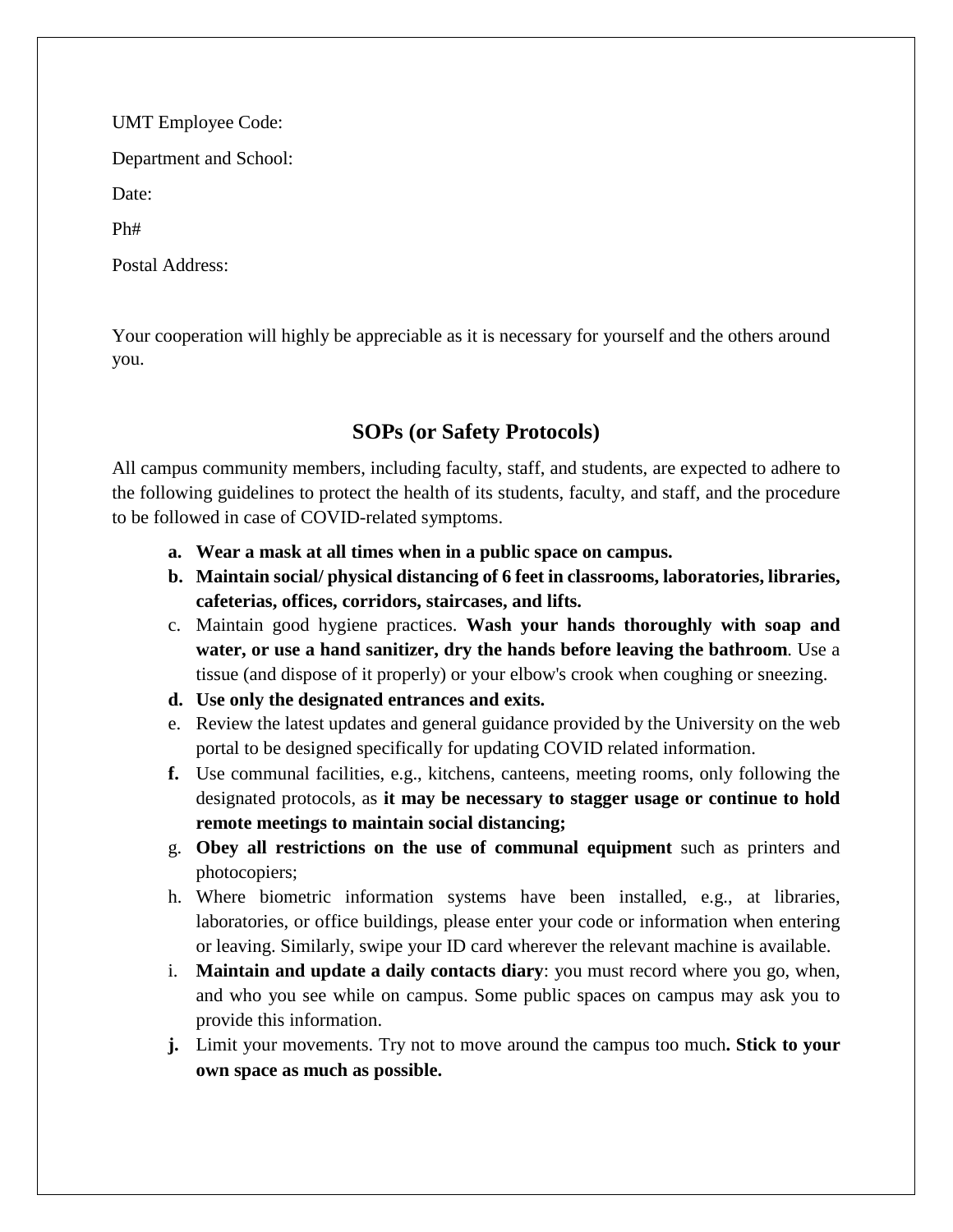UMT Employee Code:

Department and School:

Date:

Ph#

Postal Address:

Your cooperation will highly be appreciable as it is necessary for yourself and the others around you.

## SOPs (or Safety Protocols)

All campus community members, including faculty, staff, and students, are expected to adhere to the following guidelines to protect the health of its students, faculty, and staff, and the procedure to be followed in case of COVID-related symptoms.

- **a. Wear a mask at all times when in a public space on campus.**
- **b. Maintain social/ physical distancing of 6 feet in classrooms, laboratories, libraries, cafeterias, offices, corridors, staircases, and lifts.**
- c. Maintain good hygiene practices. **Wash your hands thoroughly with soap and water, or use a hand sanitizer, dry the hands before leaving the bathroom**. Use a tissue (and dispose of it properly) or your elbow's crook when coughing or sneezing.
- **d. Use only the designated entrances and exits.**
- e. Review the latest updates and general guidance provided by the University on the web portal to be designed specifically for updating COVID related information.
- **f.** Use communal facilities, e.g., kitchens, canteens, meeting rooms, only following the designated protocols, as **it may be necessary to stagger usage or continue to hold remote meetings to maintain social distancing;**
- g. **Obey all restrictions on the use of communal equipment** such as printers and photocopiers;
- h. Where biometric information systems have been installed, e.g., at libraries, laboratories, or office buildings, please enter your code or information when entering or leaving. Similarly, swipe your ID card wherever the relevant machine is available.
- i. **Maintain and update a daily contacts diary**: you must record where you go, when, and who you see while on campus. Some public spaces on campus may ask you to provide this information.
- **j.** Limit your movements. Try not to move around the campus too much**. Stick to your own space as much as possible.**